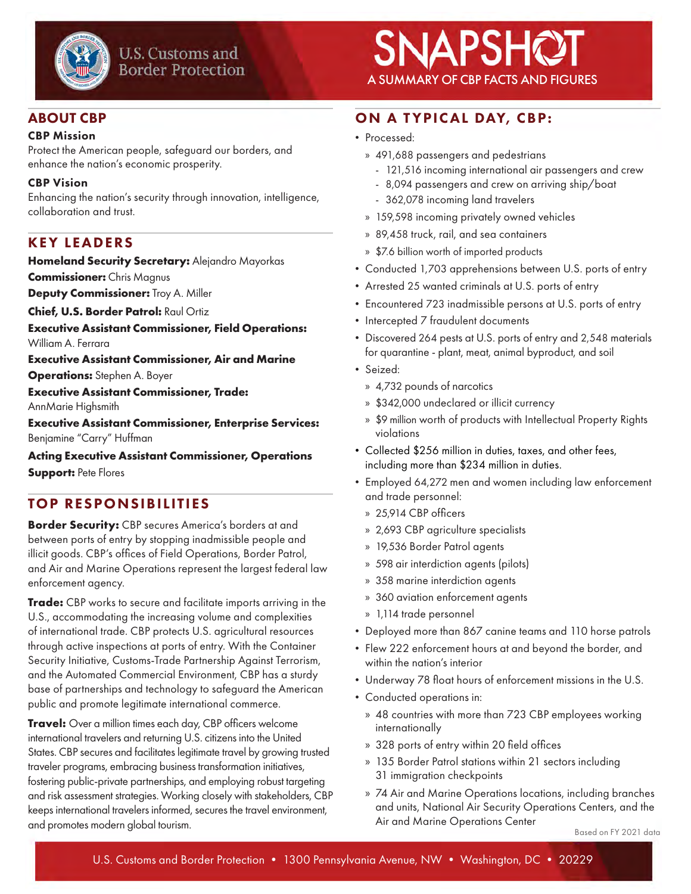U.S. Customs and Border Protection

# SNAPSHOT

A SUMMARY OF CBP FACTS AND FIGURES

## ABOUT CBP

### CBP Mission

Protect the American people, safeguard our borders, and enhance the nation's economic prosperity.

### CBP Vision

Enhancing the nation's security through innovation, intelligence, collaboration and trust.

## KEY LEADERS

**Homeland Security Secretary:** Alejandro Mayorkas
**Commissioner:** Chris Magnus
**Deputy Commissioner:** Troy A. Miller
**Chief, U.S. Border Patrol:** Raul Ortiz
**Executive Assistant Commissioner, Field Operations:** William A. Ferrara
**Executive Assistant Commissioner, Air and Marine Operations:** Stephen A. Boyer
**Executive Assistant Commissioner, Trade:** AnnMarie Highsmith
**Executive Assistant Commissioner, Enterprise Services:** Benjamine "Carry" Huffman
**Acting Executive Assistant Commissioner, Operations Support:** Pete Flores

## TOP RESPONSIBILITIES

**Border Security:** CBP secures America's borders at and between ports of entry by stopping inadmissible people and illicit goods. CBP's offices of Field Operations, Border Patrol, and Air and Marine Operations represent the largest federal law enforcement agency.

**Trade:** CBP works to secure and facilitate imports arriving in the U.S., accommodating the increasing volume and complexities of international trade. CBP protects U.S. agricultural resources through active inspections at ports of entry. With the Container Security Initiative, Customs-Trade Partnership Against Terrorism, and the Automated Commercial Environment, CBP has a sturdy base of partnerships and technology to safeguard the American public and promote legitimate international commerce.

**Travel:** Over a million times each day, CBP officers welcome international travelers and returning U.S. citizens into the United States. CBP secures and facilitates legitimate travel by growing trusted traveler programs, embracing business transformation initiatives, fostering public-private partnerships, and employing robust targeting and risk assessment strategies. Working closely with stakeholders, CBP keeps international travelers informed, secures the travel environment, and promotes modern global tourism.

## ON A TYPICAL DAY, CBP:

- Processed:
  - 491,688 passengers and pedestrians
    - 121,516 incoming international air passengers and crew
    - 8,094 passengers and crew on arriving ship/boat
    - 362,078 incoming land travelers
  - 159,598 incoming privately owned vehicles
  - 89,458 truck, rail, and sea containers
  - $7.6 billion worth of imported products
- Conducted 1,703 apprehensions between U.S. ports of entry
- Arrested 25 wanted criminals at U.S. ports of entry
- Encountered 723 inadmissible persons at U.S. ports of entry
- Intercepted 7 fraudulent documents
- Discovered 264 pests at U.S. ports of entry and 2,548 materials for quarantine - plant, meat, animal byproduct, and soil
- Seized:
  - 4,732 pounds of narcotics
  - $342,000 undeclared or illicit currency
  - $9 million worth of products with Intellectual Property Rights violations
- Collected $256 million in duties, taxes, and other fees, including more than $234 million in duties.
- Employed 64,272 men and women including law enforcement and trade personnel:
  - 25,914 CBP officers
  - 2,693 CBP agriculture specialists
  - 19,536 Border Patrol agents
  - 598 air interdiction agents (pilots)
  - 358 marine interdiction agents
  - 360 aviation enforcement agents
  - 1,114 trade personnel
- Deployed more than 867 canine teams and 110 horse patrols
- Flew 222 enforcement hours at and beyond the border, and within the nation's interior
- Underway 78 float hours of enforcement missions in the U.S.
- Conducted operations in:
  - 48 countries with more than 723 CBP employees working internationally
  - 328 ports of entry within 20 field offices
  - 135 Border Patrol stations within 21 sectors including 31 immigration checkpoints
  - 74 Air and Marine Operations locations, including branches and units, National Air Security Operations Centers, and the Air and Marine Operations Center

Based on FY 2021 data

U.S. Customs and Border Protection • 1300 Pennsylvania Avenue, NW • Washington, DC • 20229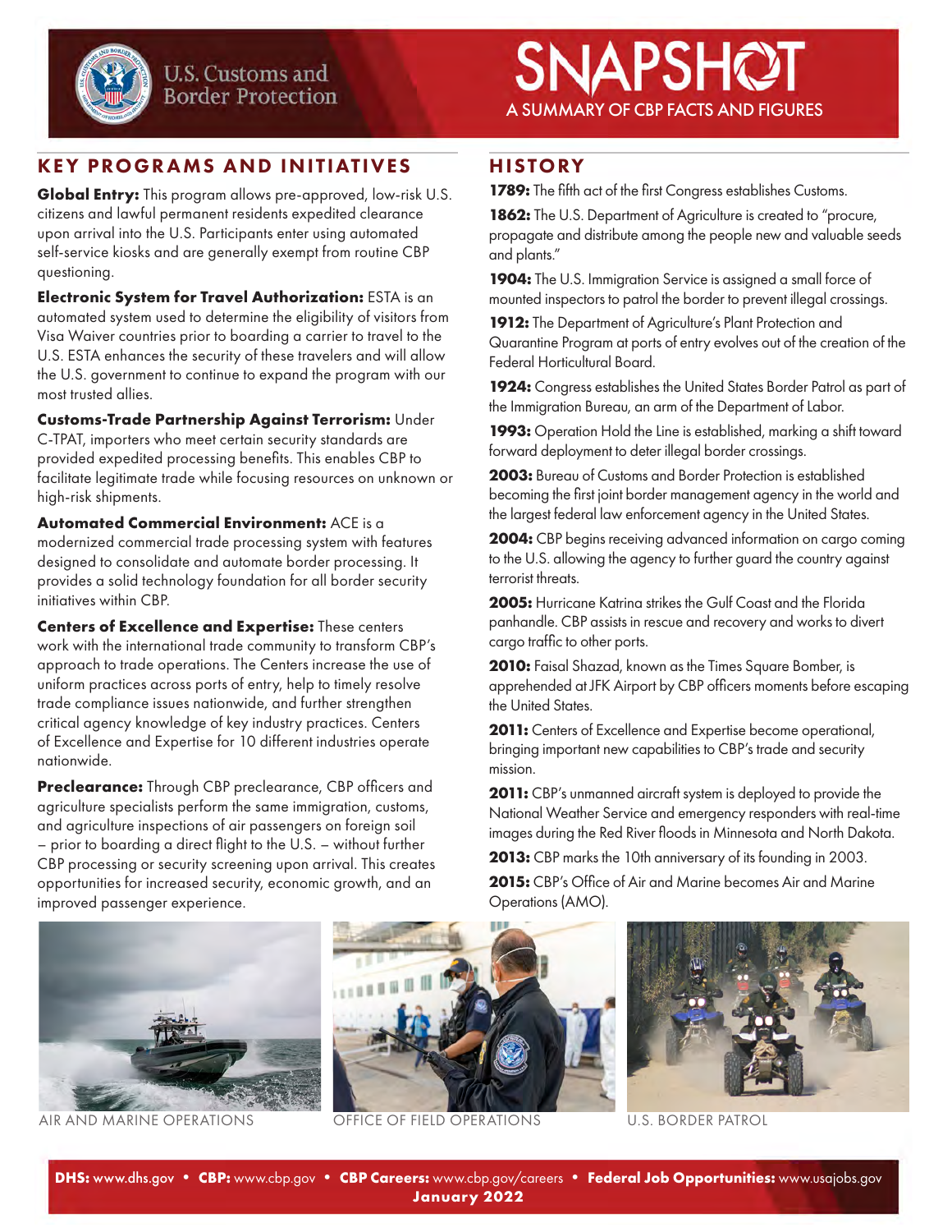U.S. Customs and Border Protection

# SNAPSHOT

A SUMMARY OF CBP FACTS AND FIGURES

## KEY PROGRAMS AND INITIATIVES

**Global Entry:** This program allows pre-approved, low-risk U.S. citizens and lawful permanent residents expedited clearance upon arrival into the U.S. Participants enter using automated self-service kiosks and are generally exempt from routine CBP questioning.

**Electronic System for Travel Authorization:** ESTA is an automated system used to determine the eligibility of visitors from Visa Waiver countries prior to boarding a carrier to travel to the U.S. ESTA enhances the security of these travelers and will allow the U.S. government to continue to expand the program with our most trusted allies.

**Customs-Trade Partnership Against Terrorism:** Under C-TPAT, importers who meet certain security standards are provided expedited processing benefits. This enables CBP to facilitate legitimate trade while focusing resources on unknown or high-risk shipments.

**Automated Commercial Environment:** ACE is a modernized commercial trade processing system with features designed to consolidate and automate border processing. It provides a solid technology foundation for all border security initiatives within CBP.

**Centers of Excellence and Expertise:** These centers work with the international trade community to transform CBP's approach to trade operations. The Centers increase the use of uniform practices across ports of entry, help to timely resolve trade compliance issues nationwide, and further strengthen critical agency knowledge of key industry practices. Centers of Excellence and Expertise for 10 different industries operate nationwide.

**Preclearance:** Through CBP preclearance, CBP officers and agriculture specialists perform the same immigration, customs, and agriculture inspections of air passengers on foreign soil – prior to boarding a direct flight to the U.S. – without further CBP processing or security screening upon arrival. This creates opportunities for increased security, economic growth, and an improved passenger experience.

## HISTORY

**1789:** The fifth act of the first Congress establishes Customs.

**1862:** The U.S. Department of Agriculture is created to "procure, propagate and distribute among the people new and valuable seeds and plants."

**1904:** The U.S. Immigration Service is assigned a small force of mounted inspectors to patrol the border to prevent illegal crossings.

**1912:** The Department of Agriculture's Plant Protection and Quarantine Program at ports of entry evolves out of the creation of the Federal Horticultural Board.

**1924:** Congress establishes the United States Border Patrol as part of the Immigration Bureau, an arm of the Department of Labor.

**1993:** Operation Hold the Line is established, marking a shift toward forward deployment to deter illegal border crossings.

**2003:** Bureau of Customs and Border Protection is established becoming the first joint border management agency in the world and the largest federal law enforcement agency in the United States.

**2004:** CBP begins receiving advanced information on cargo coming to the U.S. allowing the agency to further guard the country against terrorist threats.

**2005:** Hurricane Katrina strikes the Gulf Coast and the Florida panhandle. CBP assists in rescue and recovery and works to divert cargo traffic to other ports.

**2010:** Faisal Shazad, known as the Times Square Bomber, is apprehended at JFK Airport by CBP officers moments before escaping the United States.

**2011:** Centers of Excellence and Expertise become operational, bringing important new capabilities to CBP's trade and security mission.

**2011:** CBP's unmanned aircraft system is deployed to provide the National Weather Service and emergency responders with real-time images during the Red River floods in Minnesota and North Dakota.

**2013:** CBP marks the 10th anniversary of its founding in 2003.

**2015:** CBP's Office of Air and Marine becomes Air and Marine Operations (AMO).

AIR AND MARINE OPERATIONS

OFFICE OF FIELD OPERATIONS

U.S. BORDER PATROL

**DHS:** www.dhs.gov • **CBP:** www.cbp.gov • **CBP Careers:** www.cbp.gov/careers • **Federal Job Opportunities:** www.usajobs.gov

**January 2022**